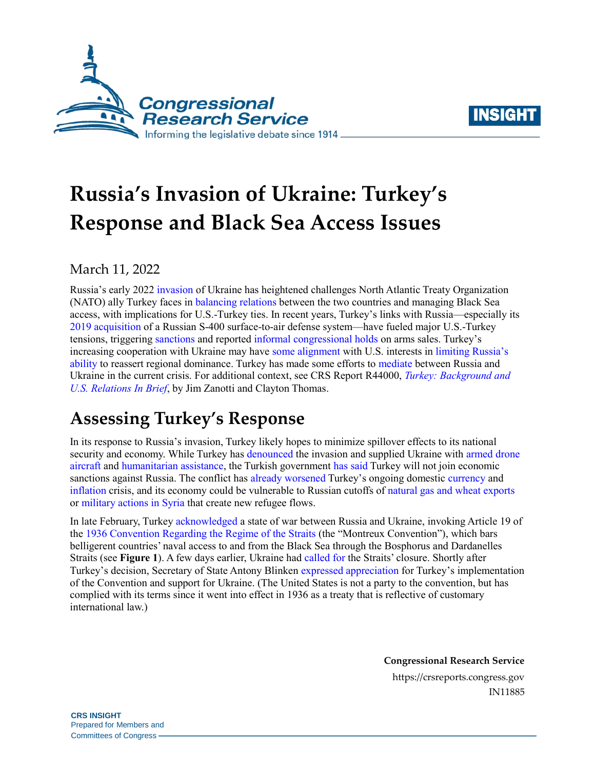# Russia's Invasion of Ukraine: Turkey's Response and Black Sea Access Issues

March 11, 2022

Russia's early 2022 invasion of Ukraine has heightened challenges North Atlantic Treaty Organization (NATO) ally Turkey faces in balancing relations between the two countries and managing Black Sea access, with implications for U.S.-Turkey ties. In recent years, Turkey's links with Russia—especially its 2019 acquisition of a Russian S-400 surface-to-air defense system—have fueled major U.S.-Turkey tensions, triggering sanctions and reported informal congressional holds on arms sales. Turkey's increasing cooperation with Ukraine may have some alignment with U.S. interests in limiting Russia's ability to reassert regional dominance. Turkey has made some efforts to mediate between Russia and Ukraine in the current crisis. For additional context, see CRS Report R44000, *Turkey: Background and U.S. Relations In Brief*, by Jim Zanotti and Clayton Thomas.

## Assessing Turkey's Response

In its response to Russia's invasion, Turkey likely hopes to minimize spillover effects to its national security and economy. While Turkey has denounced the invasion and supplied Ukraine with armed drone aircraft and humanitarian assistance, the Turkish government has said Turkey will not join economic sanctions against Russia. The conflict has already worsened Turkey's ongoing domestic currency and inflation crisis, and its economy could be vulnerable to Russian cutoffs of natural gas and wheat exports or military actions in Syria that create new refugee flows.

In late February, Turkey acknowledged a state of war between Russia and Ukraine, invoking Article 19 of the 1936 Convention Regarding the Regime of the Straits (the "Montreux Convention"), which bars belligerent countries' naval access to and from the Black Sea through the Bosphorus and Dardanelles Straits (see **Figure 1**). A few days earlier, Ukraine had called for the Straits' closure. Shortly after Turkey's decision, Secretary of State Antony Blinken expressed appreciation for Turkey's implementation of the Convention and support for Ukraine. (The United States is not a party to the convention, but has complied with its terms since it went into effect in 1936 as a treaty that is reflective of customary international law.)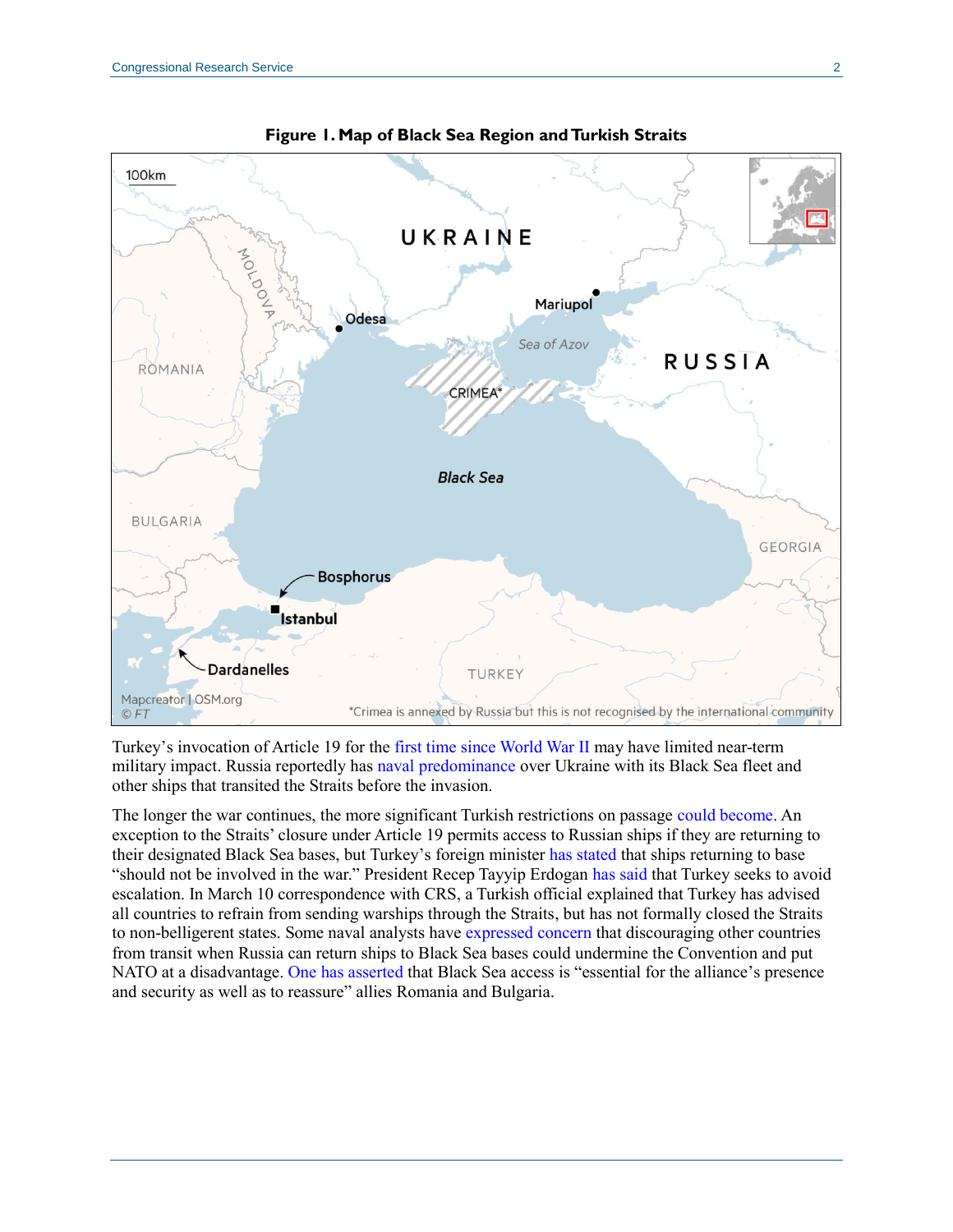**Figure 1. Map of Black Sea Region and Turkish Straits**

Turkey's invocation of Article 19 for the first time since World War II may have limited near-term military impact. Russia reportedly has naval predominance over Ukraine with its Black Sea fleet and other ships that transited the Straits before the invasion.

The longer the war continues, the more significant Turkish restrictions on passage could become. An exception to the Straits' closure under Article 19 permits access to Russian ships if they are returning to their designated Black Sea bases, but Turkey's foreign minister has stated that ships returning to base "should not be involved in the war." President Recep Tayyip Erdogan has said that Turkey seeks to avoid escalation. In March 10 correspondence with CRS, a Turkish official explained that Turkey has advised all countries to refrain from sending warships through the Straits, but has not formally closed the Straits to non-belligerent states. Some naval analysts have expressed concern that discouraging other countries from transit when Russia can return ships to Black Sea bases could undermine the Convention and put NATO at a disadvantage. One has asserted that Black Sea access is "essential for the alliance's presence and security as well as to reassure" allies Romania and Bulgaria.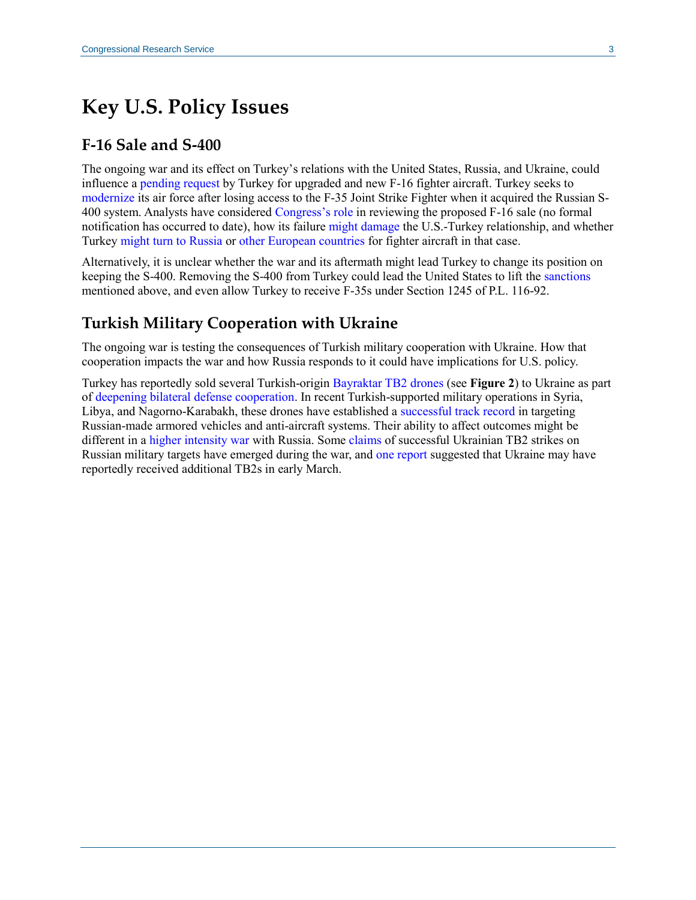# Key U.S. Policy Issues

## F-16 Sale and S-400

The ongoing war and its effect on Turkey's relations with the United States, Russia, and Ukraine, could influence a pending request by Turkey for upgraded and new F-16 fighter aircraft. Turkey seeks to modernize its air force after losing access to the F-35 Joint Strike Fighter when it acquired the Russian S-400 system. Analysts have considered Congress's role in reviewing the proposed F-16 sale (no formal notification has occurred to date), how its failure might damage the U.S.-Turkey relationship, and whether Turkey might turn to Russia or other European countries for fighter aircraft in that case.

Alternatively, it is unclear whether the war and its aftermath might lead Turkey to change its position on keeping the S-400. Removing the S-400 from Turkey could lead the United States to lift the sanctions mentioned above, and even allow Turkey to receive F-35s under Section 1245 of P.L. 116-92.

## Turkish Military Cooperation with Ukraine

The ongoing war is testing the consequences of Turkish military cooperation with Ukraine. How that cooperation impacts the war and how Russia responds to it could have implications for U.S. policy.

Turkey has reportedly sold several Turkish-origin Bayraktar TB2 drones (see **Figure 2**) to Ukraine as part of deepening bilateral defense cooperation. In recent Turkish-supported military operations in Syria, Libya, and Nagorno-Karabakh, these drones have established a successful track record in targeting Russian-made armored vehicles and anti-aircraft systems. Their ability to affect outcomes might be different in a higher intensity war with Russia. Some claims of successful Ukrainian TB2 strikes on Russian military targets have emerged during the war, and one report suggested that Ukraine may have reportedly received additional TB2s in early March.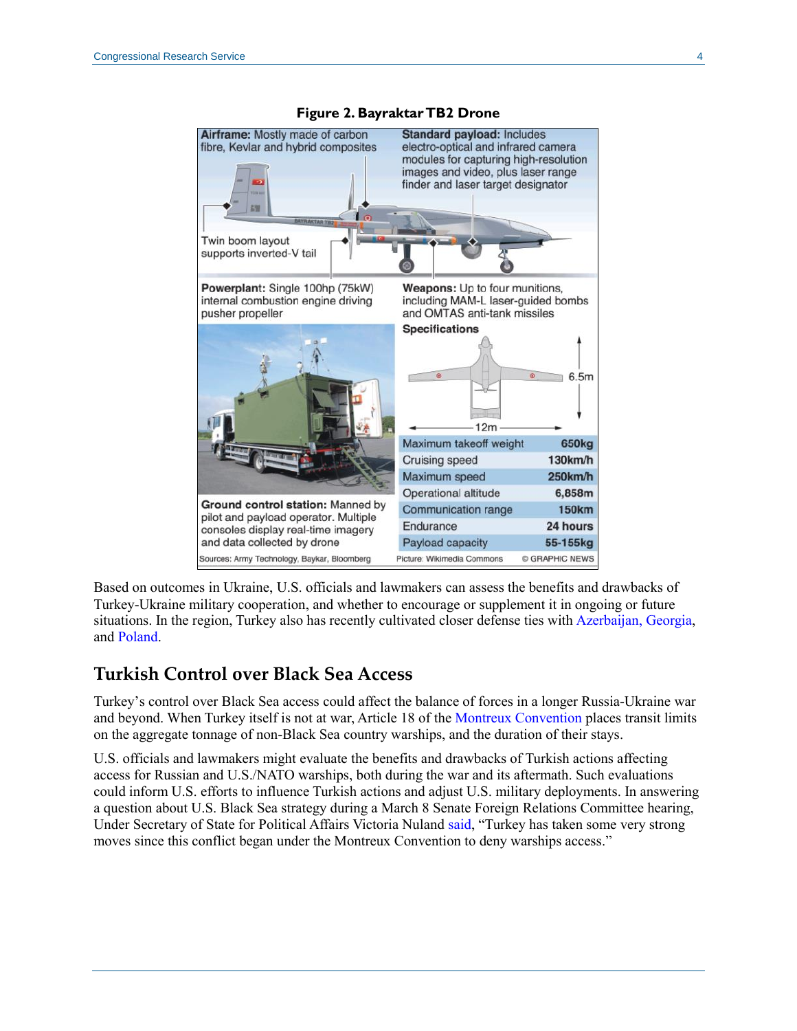**Figure 2. Bayraktar TB2 Drone**

**Airframe:** Mostly made of carbon fibre, Kevlar and hybrid composites

**Standard payload:** Includes electro-optical and infrared camera modules for capturing high-resolution images and video, plus laser range finder and laser target designator

Twin boom layout supports inverted-V tail

**Powerplant:** Single 100hp (75kW) internal combustion engine driving pusher propeller

**Weapons:** Up to four munitions, including MAM-L laser-guided bombs and OMTAS anti-tank missiles

**Specifications**

6.5m

12m

| Specification | Value |
|---|---|
| Maximum takeoff weight | 650kg |
| Cruising speed | 130km/h |
| Maximum speed | 250km/h |
| Operational altitude | 6,858m |
| Communication range | 150km |
| Endurance | 24 hours |
| Payload capacity | 55-155kg |

**Ground control station:** Manned by pilot and payload operator. Multiple consoles display real-time imagery and data collected by drone

Sources: Army Technology, Baykar, Bloomberg   Picture: Wikimedia Commons   © GRAPHIC NEWS

Based on outcomes in Ukraine, U.S. officials and lawmakers can assess the benefits and drawbacks of Turkey-Ukraine military cooperation, and whether to encourage or supplement it in ongoing or future situations. In the region, Turkey also has recently cultivated closer defense ties with Azerbaijan, Georgia, and Poland.

## Turkish Control over Black Sea Access

Turkey's control over Black Sea access could affect the balance of forces in a longer Russia-Ukraine war and beyond. When Turkey itself is not at war, Article 18 of the Montreux Convention places transit limits on the aggregate tonnage of non-Black Sea country warships, and the duration of their stays.

U.S. officials and lawmakers might evaluate the benefits and drawbacks of Turkish actions affecting access for Russian and U.S./NATO warships, both during the war and its aftermath. Such evaluations could inform U.S. efforts to influence Turkish actions and adjust U.S. military deployments. In answering a question about U.S. Black Sea strategy during a March 8 Senate Foreign Relations Committee hearing, Under Secretary of State for Political Affairs Victoria Nuland said, "Turkey has taken some very strong moves since this conflict began under the Montreux Convention to deny warships access."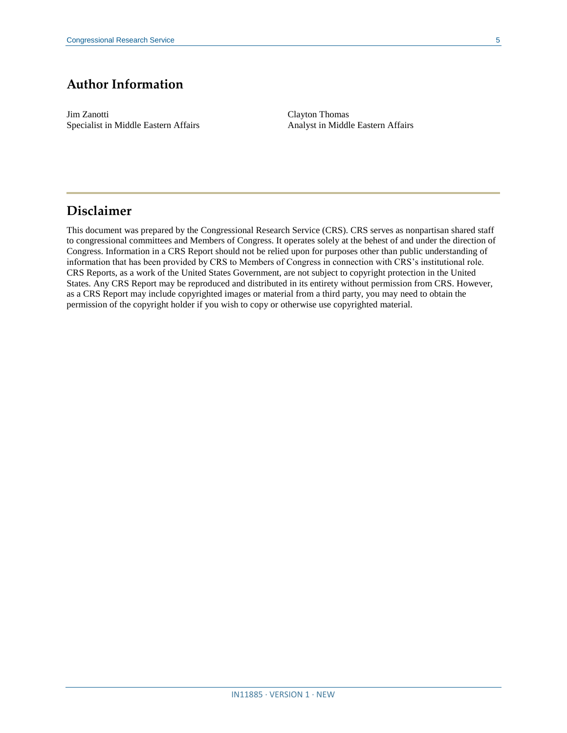## Author Information

Jim Zanotti
Specialist in Middle Eastern Affairs

Clayton Thomas
Analyst in Middle Eastern Affairs

## Disclaimer

This document was prepared by the Congressional Research Service (CRS). CRS serves as nonpartisan shared staff to congressional committees and Members of Congress. It operates solely at the behest of and under the direction of Congress. Information in a CRS Report should not be relied upon for purposes other than public understanding of information that has been provided by CRS to Members of Congress in connection with CRS's institutional role. CRS Reports, as a work of the United States Government, are not subject to copyright protection in the United States. Any CRS Report may be reproduced and distributed in its entirety without permission from CRS. However, as a CRS Report may include copyrighted images or material from a third party, you may need to obtain the permission of the copyright holder if you wish to copy or otherwise use copyrighted material.